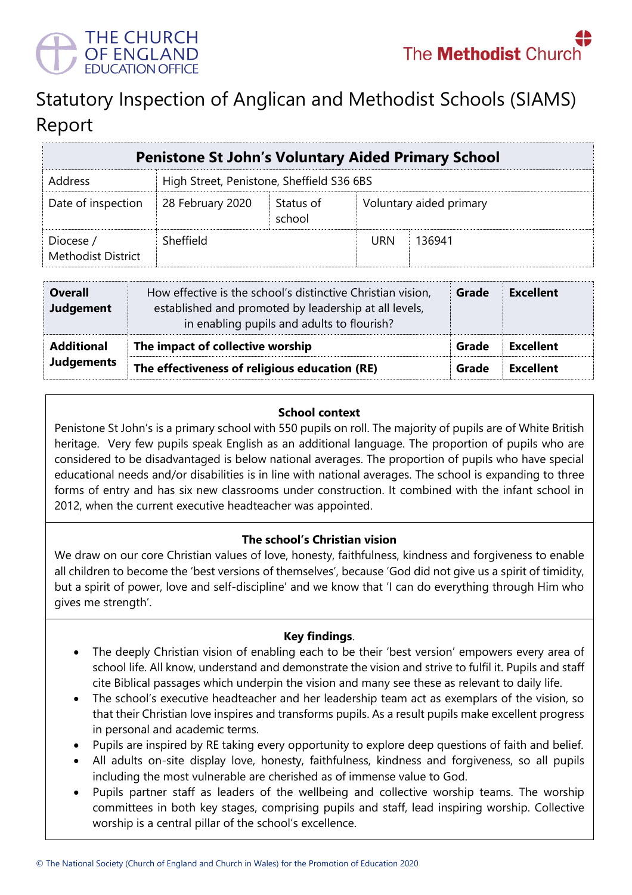THE CHURCH OF ENGLAND EDUCATION OFFICE

The Methodist Church

# Statutory Inspection of Anglican and Methodist Schools (SIAMS) Report

| Penistone St John's Voluntary Aided Primary School | | | | |
|---|---|---|---|---|
| Address | High Street, Penistone, Sheffield S36 6BS | | | |
| Date of inspection | 28 February 2020 | Status of school | Voluntary aided primary | |
| Diocese / Methodist District | Sheffield | | URN | 136941 |

| | | | |
|---|---|---|---|
| **Overall Judgement** | How effective is the school's distinctive Christian vision, established and promoted by leadership at all levels, in enabling pupils and adults to flourish? | **Grade** | **Excellent** |
| **Additional Judgements** | **The impact of collective worship** | **Grade** | **Excellent** |
| | **The effectiveness of religious education (RE)** | **Grade** | **Excellent** |

### School context

Penistone St John's is a primary school with 550 pupils on roll. The majority of pupils are of White British heritage. Very few pupils speak English as an additional language. The proportion of pupils who are considered to be disadvantaged is below national averages. The proportion of pupils who have special educational needs and/or disabilities is in line with national averages. The school is expanding to three forms of entry and has six new classrooms under construction. It combined with the infant school in 2012, when the current executive headteacher was appointed.

### The school's Christian vision

We draw on our core Christian values of love, honesty, faithfulness, kindness and forgiveness to enable all children to become the 'best versions of themselves', because 'God did not give us a spirit of timidity, but a spirit of power, love and self-discipline' and we know that 'I can do everything through Him who gives me strength'.

### Key findings.

- The deeply Christian vision of enabling each to be their 'best version' empowers every area of school life. All know, understand and demonstrate the vision and strive to fulfil it. Pupils and staff cite Biblical passages which underpin the vision and many see these as relevant to daily life.
- The school's executive headteacher and her leadership team act as exemplars of the vision, so that their Christian love inspires and transforms pupils. As a result pupils make excellent progress in personal and academic terms.
- Pupils are inspired by RE taking every opportunity to explore deep questions of faith and belief.
- All adults on-site display love, honesty, faithfulness, kindness and forgiveness, so all pupils including the most vulnerable are cherished as of immense value to God.
- Pupils partner staff as leaders of the wellbeing and collective worship teams. The worship committees in both key stages, comprising pupils and staff, lead inspiring worship. Collective worship is a central pillar of the school's excellence.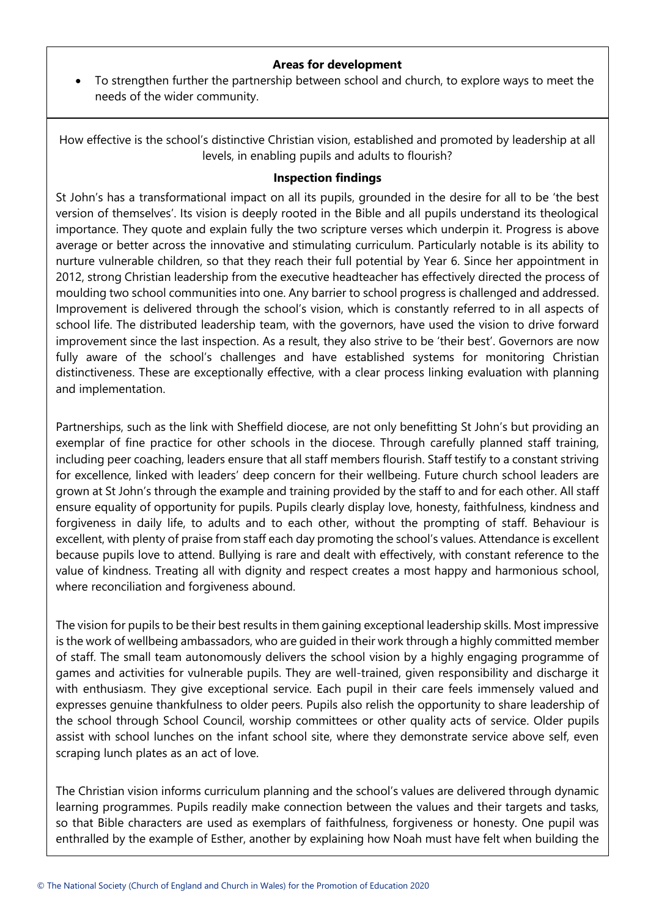**Areas for development**

- To strengthen further the partnership between school and church, to explore ways to meet the needs of the wider community.

How effective is the school's distinctive Christian vision, established and promoted by leadership at all levels, in enabling pupils and adults to flourish?

**Inspection findings**

St John's has a transformational impact on all its pupils, grounded in the desire for all to be 'the best version of themselves'. Its vision is deeply rooted in the Bible and all pupils understand its theological importance. They quote and explain fully the two scripture verses which underpin it. Progress is above average or better across the innovative and stimulating curriculum. Particularly notable is its ability to nurture vulnerable children, so that they reach their full potential by Year 6. Since her appointment in 2012, strong Christian leadership from the executive headteacher has effectively directed the process of moulding two school communities into one. Any barrier to school progress is challenged and addressed. Improvement is delivered through the school's vision, which is constantly referred to in all aspects of school life. The distributed leadership team, with the governors, have used the vision to drive forward improvement since the last inspection. As a result, they also strive to be 'their best'. Governors are now fully aware of the school's challenges and have established systems for monitoring Christian distinctiveness. These are exceptionally effective, with a clear process linking evaluation with planning and implementation.

Partnerships, such as the link with Sheffield diocese, are not only benefitting St John's but providing an exemplar of fine practice for other schools in the diocese. Through carefully planned staff training, including peer coaching, leaders ensure that all staff members flourish. Staff testify to a constant striving for excellence, linked with leaders' deep concern for their wellbeing. Future church school leaders are grown at St John's through the example and training provided by the staff to and for each other. All staff ensure equality of opportunity for pupils. Pupils clearly display love, honesty, faithfulness, kindness and forgiveness in daily life, to adults and to each other, without the prompting of staff. Behaviour is excellent, with plenty of praise from staff each day promoting the school's values. Attendance is excellent because pupils love to attend. Bullying is rare and dealt with effectively, with constant reference to the value of kindness. Treating all with dignity and respect creates a most happy and harmonious school, where reconciliation and forgiveness abound.

The vision for pupils to be their best results in them gaining exceptional leadership skills. Most impressive is the work of wellbeing ambassadors, who are guided in their work through a highly committed member of staff. The small team autonomously delivers the school vision by a highly engaging programme of games and activities for vulnerable pupils. They are well-trained, given responsibility and discharge it with enthusiasm. They give exceptional service. Each pupil in their care feels immensely valued and expresses genuine thankfulness to older peers. Pupils also relish the opportunity to share leadership of the school through School Council, worship committees or other quality acts of service. Older pupils assist with school lunches on the infant school site, where they demonstrate service above self, even scraping lunch plates as an act of love.

The Christian vision informs curriculum planning and the school's values are delivered through dynamic learning programmes. Pupils readily make connection between the values and their targets and tasks, so that Bible characters are used as exemplars of faithfulness, forgiveness or honesty. One pupil was enthralled by the example of Esther, another by explaining how Noah must have felt when building the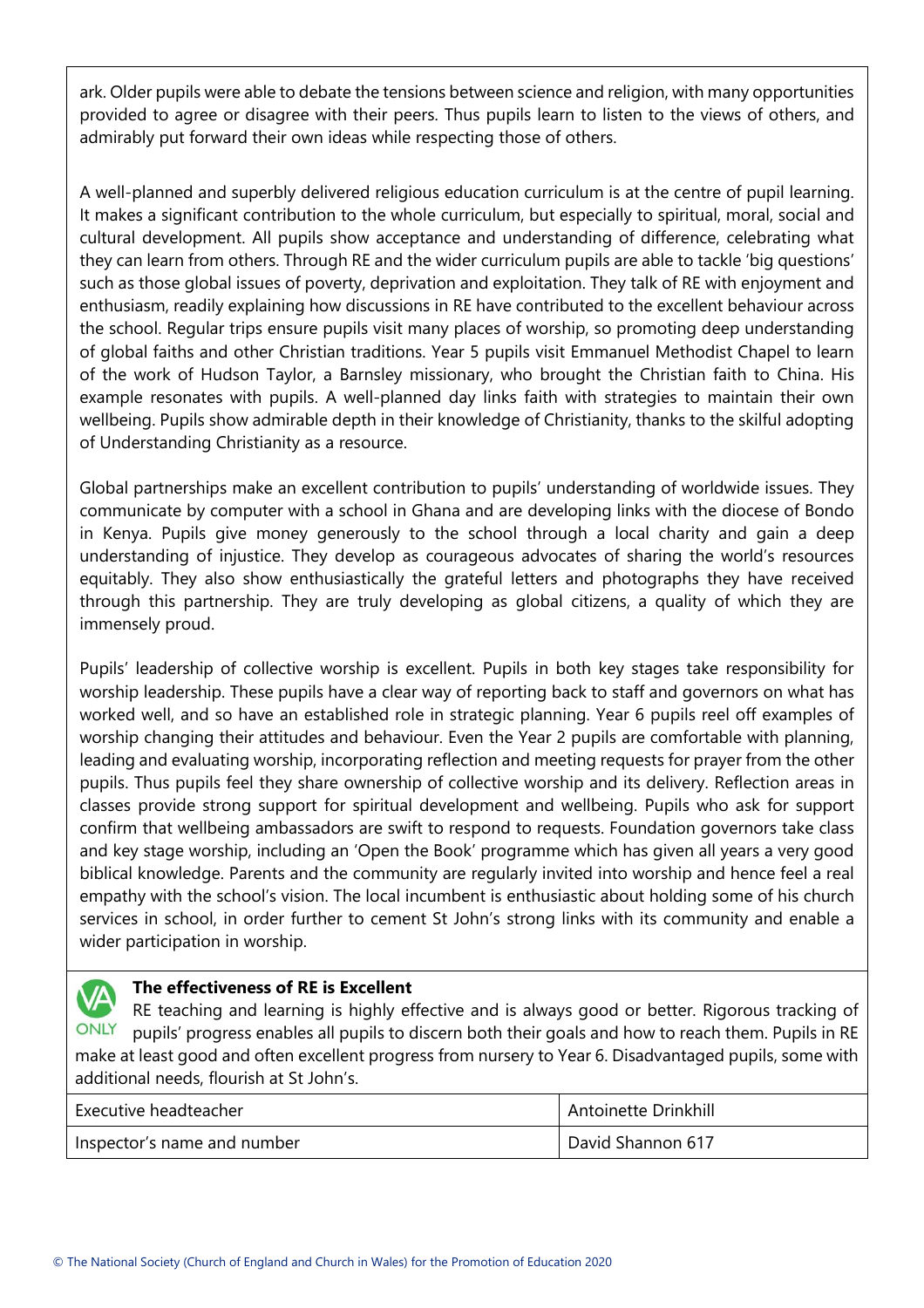ark. Older pupils were able to debate the tensions between science and religion, with many opportunities provided to agree or disagree with their peers. Thus pupils learn to listen to the views of others, and admirably put forward their own ideas while respecting those of others.

A well-planned and superbly delivered religious education curriculum is at the centre of pupil learning. It makes a significant contribution to the whole curriculum, but especially to spiritual, moral, social and cultural development. All pupils show acceptance and understanding of difference, celebrating what they can learn from others. Through RE and the wider curriculum pupils are able to tackle 'big questions' such as those global issues of poverty, deprivation and exploitation. They talk of RE with enjoyment and enthusiasm, readily explaining how discussions in RE have contributed to the excellent behaviour across the school. Regular trips ensure pupils visit many places of worship, so promoting deep understanding of global faiths and other Christian traditions. Year 5 pupils visit Emmanuel Methodist Chapel to learn of the work of Hudson Taylor, a Barnsley missionary, who brought the Christian faith to China. His example resonates with pupils. A well-planned day links faith with strategies to maintain their own wellbeing. Pupils show admirable depth in their knowledge of Christianity, thanks to the skilful adopting of Understanding Christianity as a resource.

Global partnerships make an excellent contribution to pupils' understanding of worldwide issues. They communicate by computer with a school in Ghana and are developing links with the diocese of Bondo in Kenya. Pupils give money generously to the school through a local charity and gain a deep understanding of injustice. They develop as courageous advocates of sharing the world's resources equitably. They also show enthusiastically the grateful letters and photographs they have received through this partnership. They are truly developing as global citizens, a quality of which they are immensely proud.

Pupils' leadership of collective worship is excellent. Pupils in both key stages take responsibility for worship leadership. These pupils have a clear way of reporting back to staff and governors on what has worked well, and so have an established role in strategic planning. Year 6 pupils reel off examples of worship changing their attitudes and behaviour. Even the Year 2 pupils are comfortable with planning, leading and evaluating worship, incorporating reflection and meeting requests for prayer from the other pupils. Thus pupils feel they share ownership of collective worship and its delivery. Reflection areas in classes provide strong support for spiritual development and wellbeing. Pupils who ask for support confirm that wellbeing ambassadors are swift to respond to requests. Foundation governors take class and key stage worship, including an 'Open the Book' programme which has given all years a very good biblical knowledge. Parents and the community are regularly invited into worship and hence feel a real empathy with the school's vision. The local incumbent is enthusiastic about holding some of his church services in school, in order further to cement St John's strong links with its community and enable a wider participation in worship.

VA ONLY

**The effectiveness of RE is Excellent**

RE teaching and learning is highly effective and is always good or better. Rigorous tracking of pupils' progress enables all pupils to discern both their goals and how to reach them. Pupils in RE make at least good and often excellent progress from nursery to Year 6. Disadvantaged pupils, some with additional needs, flourish at St John's.

| | |
|---|---|
| Executive headteacher | Antoinette Drinkhill |
| Inspector's name and number | David Shannon 617 |

© The National Society (Church of England and Church in Wales) for the Promotion of Education 2020